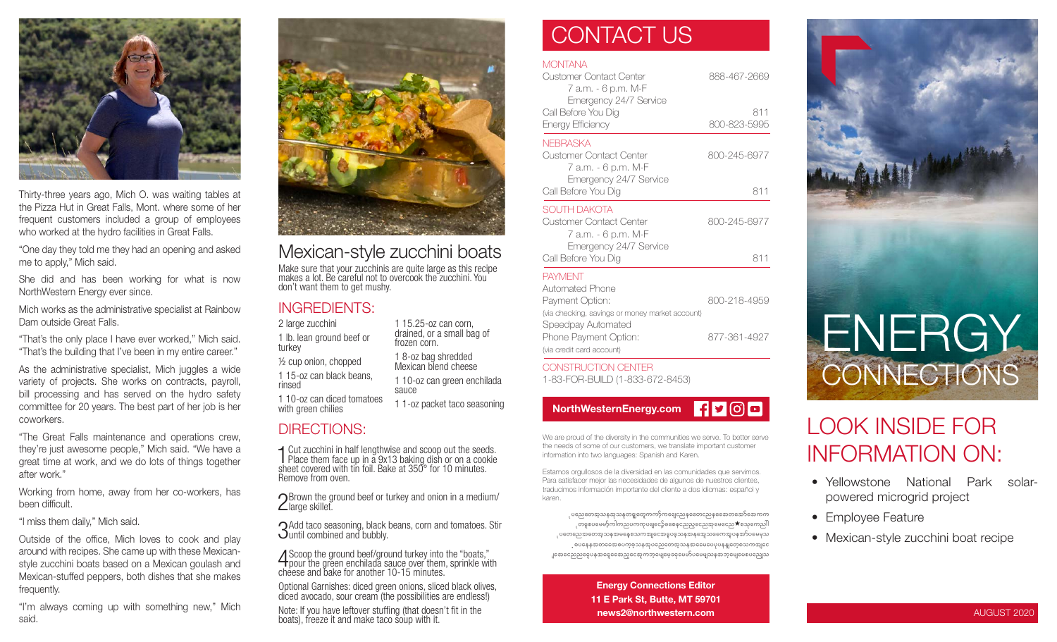Thirty-three years ago, Mich O. was waiting tables at the Pizza Hut in Great Falls, Mont. where some of her frequent customers included a group of employees who worked at the hydro facilities in Great Falls.

"One day they told me they had an opening and asked me to apply," Mich said.

She did and has been working for what is now NorthWestern Energy ever since.

Mich works as the administrative specialist at Rainbow Dam outside Great Falls.

"That's the only place I have ever worked," Mich said. "That's the building that I've been in my entire career."

As the administrative specialist, Mich juggles a wide variety of projects. She works on contracts, payroll, bill processing and has served on the hydro safety committee for 20 years. The best part of her job is her coworkers.

"The Great Falls maintenance and operations crew, they're just awesome people," Mich said. "We have a great time at work, and we do lots of things together after work."

Working from home, away from her co-workers, has been difficult.

"I miss them daily," Mich said.

Outside of the office, Mich loves to cook and play around with recipes. She came up with these Mexican-style zucchini boats based on a Mexican goulash and Mexican-stuffed peppers, both dishes that she makes frequently.

"I'm always coming up with something new," Mich said.

# Mexican-style zucchini boats

Make sure that your zucchinis are quite large as this recipe makes a lot. Be careful not to overcook the zucchini. You don't want them to get mushy.

## INGREDIENTS:

- 2 large zucchini
- 1 lb. lean ground beef or turkey
- ½ cup onion, chopped
- 1 15-oz can black beans, rinsed
- 1 10-oz can diced tomatoes with green chilies
- 1 15.25-oz can corn, drained, or a small bag of frozen corn.
- 1 8-oz bag shredded Mexican blend cheese
- 1 10-oz can green enchilada sauce
- 1 1-oz packet taco seasoning

## DIRECTIONS:

1. Cut zucchini in half lengthwise and scoop out the seeds. Place them face up in a 9x13 baking dish or on a cookie sheet covered with tin foil. Bake at 350° for 10 minutes. Remove from oven.
2. Brown the ground beef or turkey and onion in a medium/large skillet.
3. Add taco seasoning, black beans, corn and tomatoes. Stir until combined and bubbly.
4. Scoop the ground beef/ground turkey into the "boats," pour the green enchilada sauce over them, sprinkle with cheese and bake for another 10-15 minutes.

Optional Garnishes: diced green onions, sliced black olives, diced avocado, sour cream (the possibilities are endless!)

Note: If you have leftover stuffing (that doesn't fit in the boats), freeze it and make taco soup with it.

# CONTACT US

**MONTANA**

| | |
|---|---|
| Customer Contact Center<br>7 a.m. - 6 p.m. M-F<br>Emergency 24/7 Service | 888-467-2669 |
| Call Before You Dig | 811 |
| Energy Efficiency | 800-823-5995 |

**NEBRASKA**

| | |
|---|---|
| Customer Contact Center<br>7 a.m. - 6 p.m. M-F<br>Emergency 24/7 Service | 800-245-6977 |
| Call Before You Dig | 811 |

**SOUTH DAKOTA**

| | |
|---|---|
| Customer Contact Center<br>7 a.m. - 6 p.m. M-F<br>Emergency 24/7 Service | 800-245-6977 |
| Call Before You Dig | 811 |

**PAYMENT**

| | |
|---|---|
| Automated Phone Payment Option:<br>(via checking, savings or money market account) | 800-218-4959 |
| Speedpay Automated Phone Payment Option:<br>(via credit card account) | 877-361-4927 |

**CONSTRUCTION CENTER**

1-83-FOR-BUILD (1-833-672-8453)

**NorthWesternEnergy.com**

We are proud of the diversity in the communities we serve. To better serve the needs of some of our customers, we translate important customer information into two languages: Spanish and Karen.

Estamos orgullosos de la diversidad en las comunidades que servimos. Para satisfacer mejor las necesidades de algunos de nuestros clientes, traducimos información importante del cliente a dos idiomas: español y karen.

**Energy Connections Editor**
**11 E Park St, Butte, MT 59701**
**news2@northwestern.com**

# ENERGY CONNECTIONS

## LOOK INSIDE FOR INFORMATION ON:

- Yellowstone National Park solar-powered microgrid project
- Employee Feature
- Mexican-style zucchini boat recipe

AUGUST 2020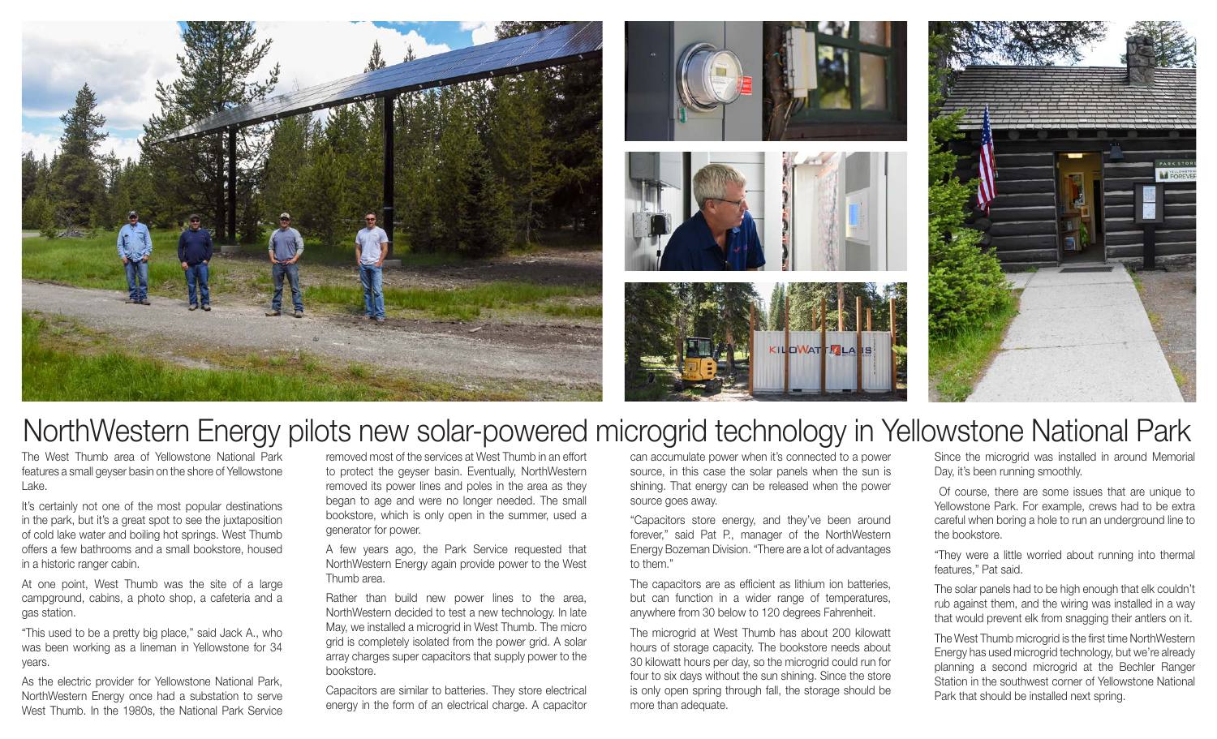# NorthWestern Energy pilots new solar-powered microgrid technology in Yellowstone National Park

The West Thumb area of Yellowstone National Park features a small geyser basin on the shore of Yellowstone Lake.

It's certainly not one of the most popular destinations in the park, but it's a great spot to see the juxtaposition of cold lake water and boiling hot springs. West Thumb offers a few bathrooms and a small bookstore, housed in a historic ranger cabin.

At one point, West Thumb was the site of a large campground, cabins, a photo shop, a cafeteria and a gas station.

"This used to be a pretty big place," said Jack A., who was been working as a lineman in Yellowstone for 34 years.

As the electric provider for Yellowstone National Park, NorthWestern Energy once had a substation to serve West Thumb. In the 1980s, the National Park Service removed most of the services at West Thumb in an effort to protect the geyser basin. Eventually, NorthWestern removed its power lines and poles in the area as they began to age and were no longer needed. The small bookstore, which is only open in the summer, used a generator for power.

A few years ago, the Park Service requested that NorthWestern Energy again provide power to the West Thumb area.

Rather than build new power lines to the area, NorthWestern decided to test a new technology. In late May, we installed a microgrid in West Thumb. The micro grid is completely isolated from the power grid. A solar array charges super capacitors that supply power to the bookstore.

Capacitors are similar to batteries. They store electrical energy in the form of an electrical charge. A capacitor can accumulate power when it's connected to a power source, in this case the solar panels when the sun is shining. That energy can be released when the power source goes away.

"Capacitors store energy, and they've been around forever," said Pat P., manager of the NorthWestern Energy Bozeman Division. "There are a lot of advantages to them."

The capacitors are as efficient as lithium ion batteries, but can function in a wider range of temperatures, anywhere from 30 below to 120 degrees Fahrenheit.

The microgrid at West Thumb has about 200 kilowatt hours of storage capacity. The bookstore needs about 30 kilowatt hours per day, so the microgrid could run for four to six days without the sun shining. Since the store is only open spring through fall, the storage should be more than adequate.

Since the microgrid was installed in around Memorial Day, it's been running smoothly.

Of course, there are some issues that are unique to Yellowstone Park. For example, crews had to be extra careful when boring a hole to run an underground line to the bookstore.

"They were a little worried about running into thermal features," Pat said.

The solar panels had to be high enough that elk couldn't rub against them, and the wiring was installed in a way that would prevent elk from snagging their antlers on it.

The West Thumb microgrid is the first time NorthWestern Energy has used microgrid technology, but we're already planning a second microgrid at the Bechler Ranger Station in the southwest corner of Yellowstone National Park that should be installed next spring.